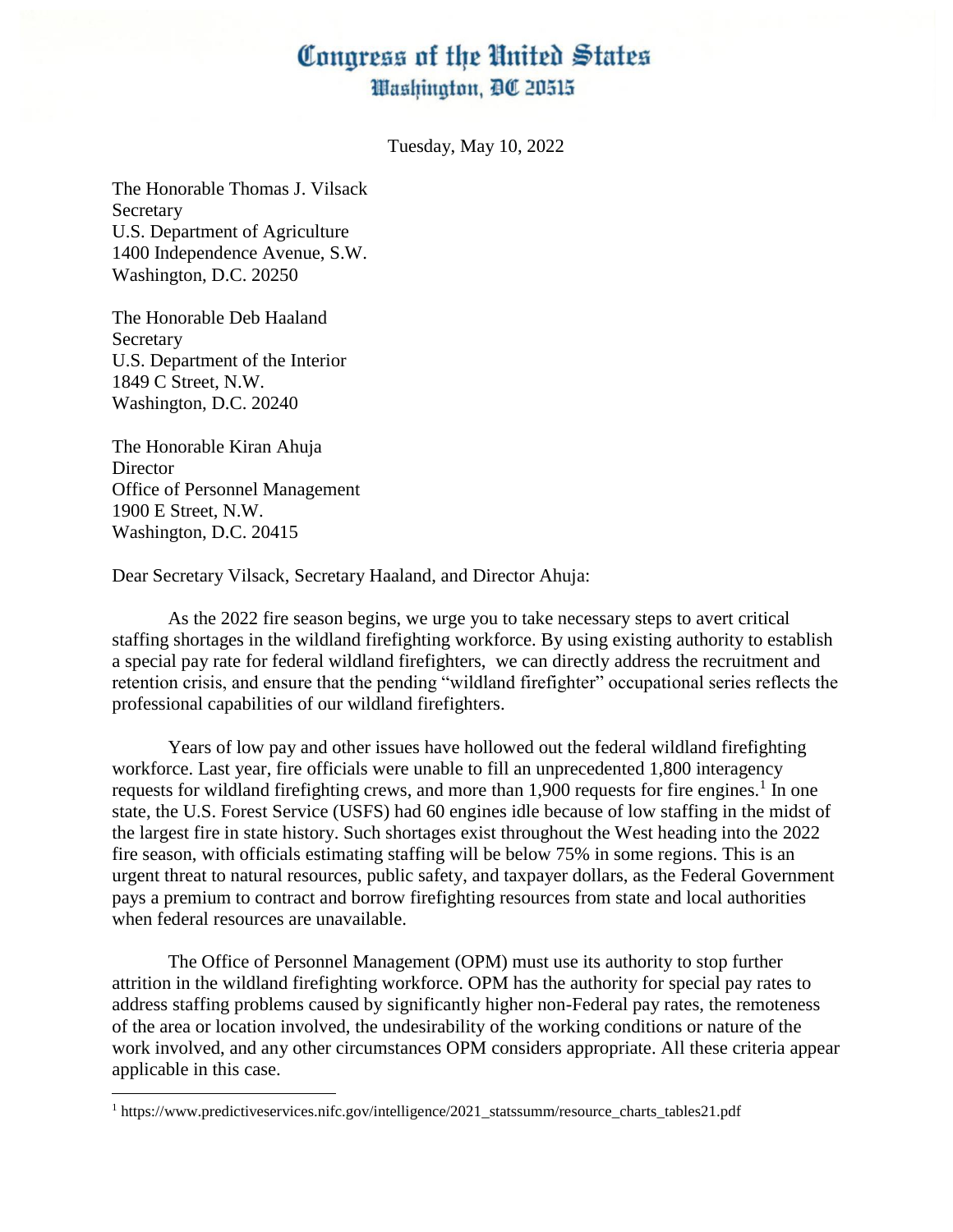# Congress of the United States
## Washington, DC 20515

Tuesday, May 10, 2022

The Honorable Thomas J. Vilsack
Secretary
U.S. Department of Agriculture
1400 Independence Avenue, S.W.
Washington, D.C. 20250

The Honorable Deb Haaland
Secretary
U.S. Department of the Interior
1849 C Street, N.W.
Washington, D.C. 20240

The Honorable Kiran Ahuja
Director
Office of Personnel Management
1900 E Street, N.W.
Washington, D.C. 20415

Dear Secretary Vilsack, Secretary Haaland, and Director Ahuja:

As the 2022 fire season begins, we urge you to take necessary steps to avert critical staffing shortages in the wildland firefighting workforce. By using existing authority to establish a special pay rate for federal wildland firefighters, we can directly address the recruitment and retention crisis, and ensure that the pending "wildland firefighter" occupational series reflects the professional capabilities of our wildland firefighters.

Years of low pay and other issues have hollowed out the federal wildland firefighting workforce. Last year, fire officials were unable to fill an unprecedented 1,800 interagency requests for wildland firefighting crews, and more than 1,900 requests for fire engines.[1] In one state, the U.S. Forest Service (USFS) had 60 engines idle because of low staffing in the midst of the largest fire in state history. Such shortages exist throughout the West heading into the 2022 fire season, with officials estimating staffing will be below 75% in some regions. This is an urgent threat to natural resources, public safety, and taxpayer dollars, as the Federal Government pays a premium to contract and borrow firefighting resources from state and local authorities when federal resources are unavailable.

The Office of Personnel Management (OPM) must use its authority to stop further attrition in the wildland firefighting workforce. OPM has the authority for special pay rates to address staffing problems caused by significantly higher non-Federal pay rates, the remoteness of the area or location involved, the undesirability of the working conditions or nature of the work involved, and any other circumstances OPM considers appropriate. All these criteria appear applicable in this case.

---

[1] https://www.predictiveservices.nifc.gov/intelligence/2021_statssumm/resource_charts_tables21.pdf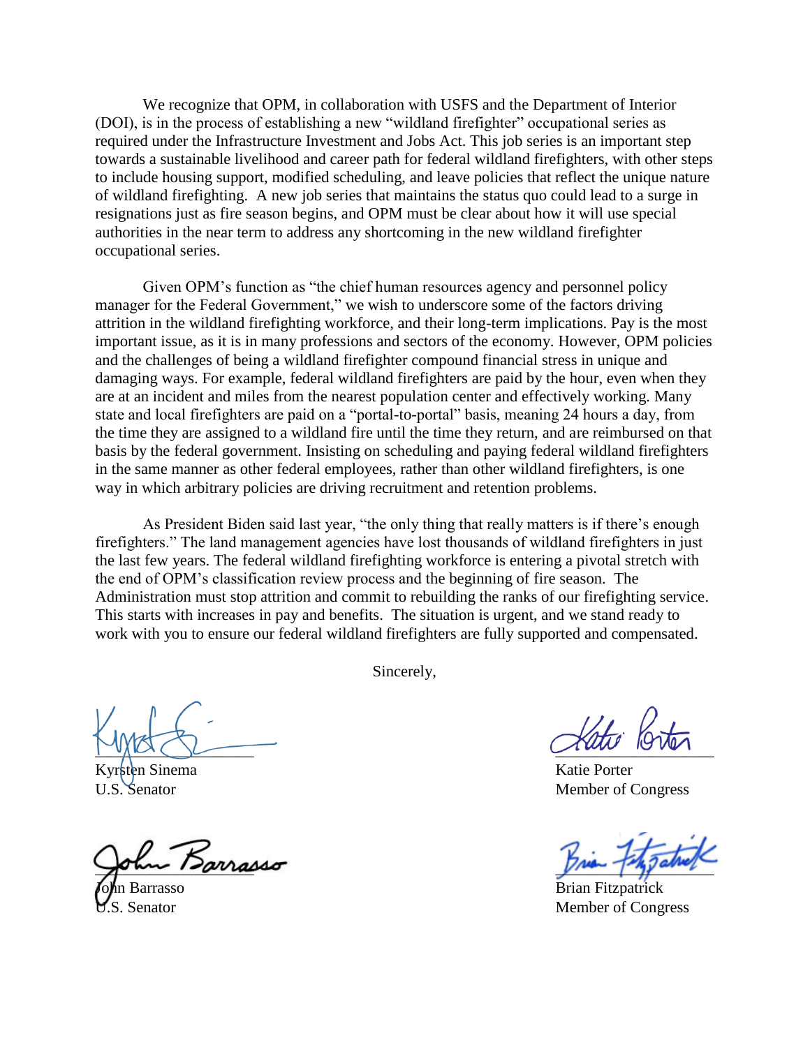We recognize that OPM, in collaboration with USFS and the Department of Interior (DOI), is in the process of establishing a new "wildland firefighter" occupational series as required under the Infrastructure Investment and Jobs Act. This job series is an important step towards a sustainable livelihood and career path for federal wildland firefighters, with other steps to include housing support, modified scheduling, and leave policies that reflect the unique nature of wildland firefighting. A new job series that maintains the status quo could lead to a surge in resignations just as fire season begins, and OPM must be clear about how it will use special authorities in the near term to address any shortcoming in the new wildland firefighter occupational series.

Given OPM's function as "the chief human resources agency and personnel policy manager for the Federal Government," we wish to underscore some of the factors driving attrition in the wildland firefighting workforce, and their long-term implications. Pay is the most important issue, as it is in many professions and sectors of the economy. However, OPM policies and the challenges of being a wildland firefighter compound financial stress in unique and damaging ways. For example, federal wildland firefighters are paid by the hour, even when they are at an incident and miles from the nearest population center and effectively working. Many state and local firefighters are paid on a "portal-to-portal" basis, meaning 24 hours a day, from the time they are assigned to a wildland fire until the time they return, and are reimbursed on that basis by the federal government. Insisting on scheduling and paying federal wildland firefighters in the same manner as other federal employees, rather than other wildland firefighters, is one way in which arbitrary policies are driving recruitment and retention problems.

As President Biden said last year, "the only thing that really matters is if there's enough firefighters." The land management agencies have lost thousands of wildland firefighters in just the last few years. The federal wildland firefighting workforce is entering a pivotal stretch with the end of OPM's classification review process and the beginning of fire season. The Administration must stop attrition and commit to rebuilding the ranks of our firefighting service. This starts with increases in pay and benefits. The situation is urgent, and we stand ready to work with you to ensure our federal wildland firefighters are fully supported and compensated.

Sincerely,

Kyrsten Sinema
U.S. Senator

Katie Porter
Member of Congress

John Barrasso
U.S. Senator

Brian Fitzpatrick
Member of Congress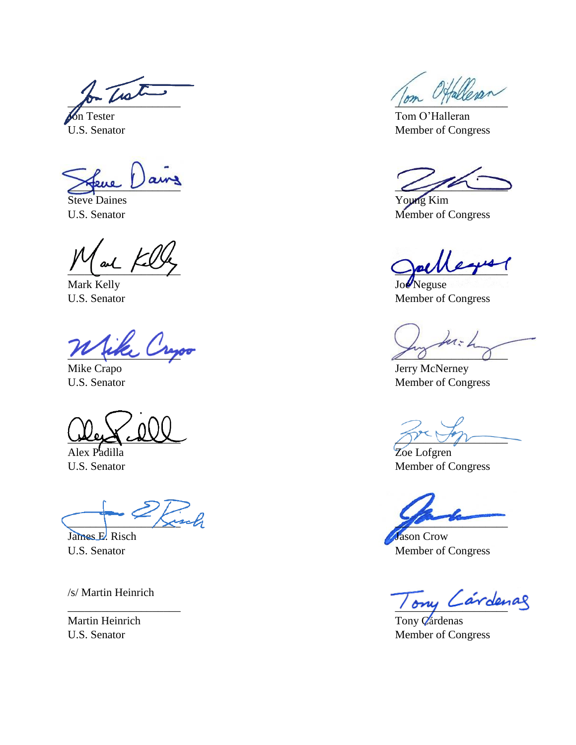Jon Tester
U.S. Senator

Steve Daines
U.S. Senator

Mark Kelly
U.S. Senator

Mike Crapo
U.S. Senator

Alex Padilla
U.S. Senator

James E. Risch
U.S. Senator

/s/ Martin Heinrich

Martin Heinrich
U.S. Senator

Tom O'Halleran
Member of Congress

Young Kim
Member of Congress

Joe Neguse
Member of Congress

Jerry McNerney
Member of Congress

Zoe Lofgren
Member of Congress

Jason Crow
Member of Congress

Tony Cárdenas
Member of Congress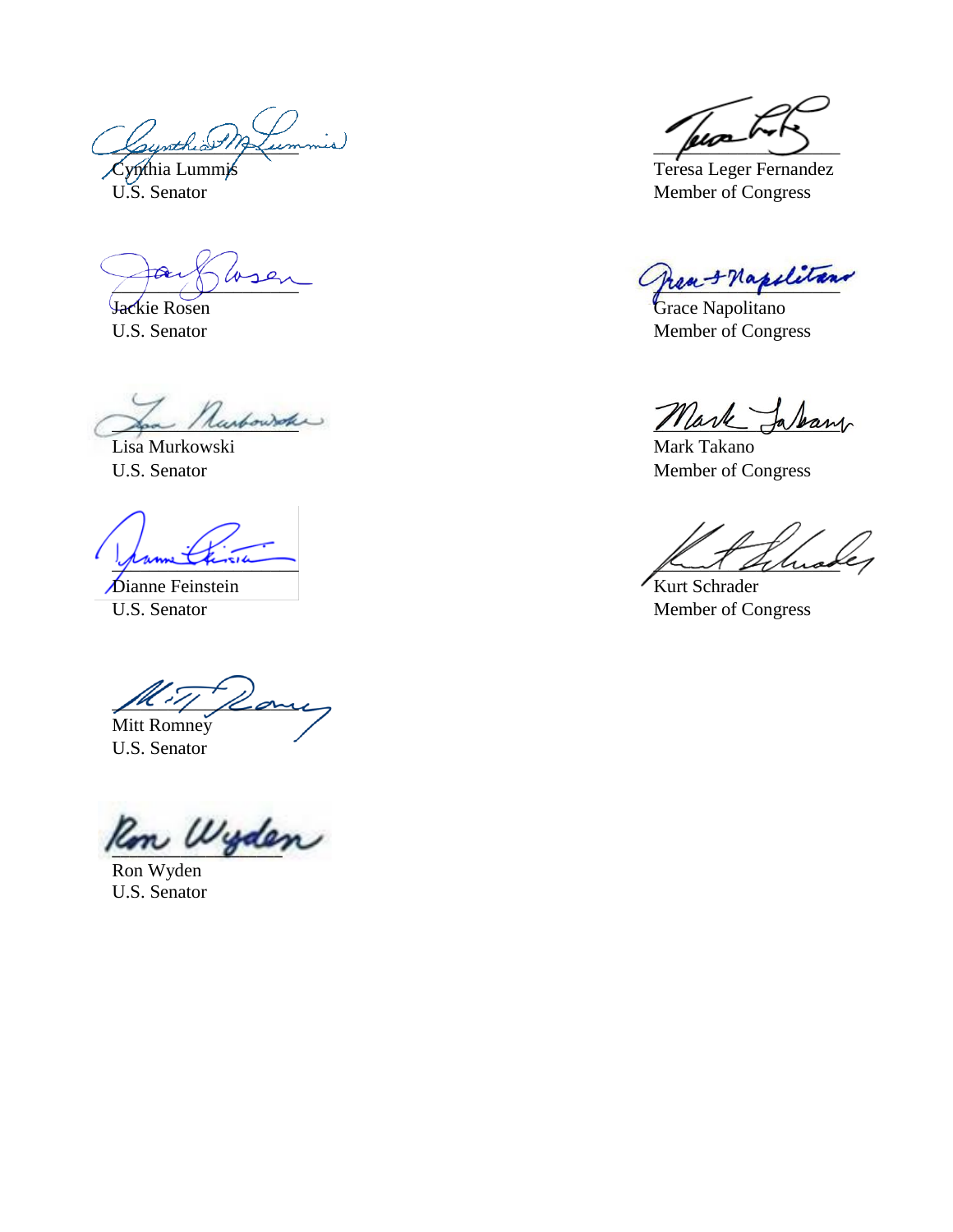Cynthia Lummis
U.S. Senator

Teresa Leger Fernandez
Member of Congress

Jackie Rosen
U.S. Senator

Grace Napolitano
Member of Congress

Lisa Murkowski
U.S. Senator

Mark Takano
Member of Congress

Dianne Feinstein
U.S. Senator

Kurt Schrader
Member of Congress

Mitt Romney
U.S. Senator

Ron Wyden
U.S. Senator